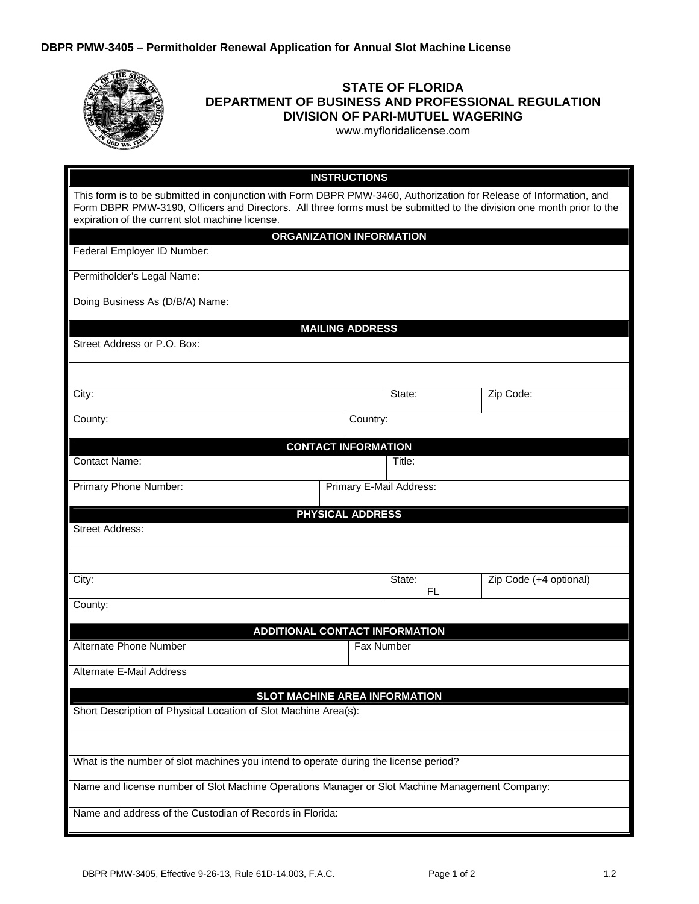**DBPR PMW-3405 – Permitholder Renewal Application for Annual Slot Machine License**

# STATE OF FLORIDA
## DEPARTMENT OF BUSINESS AND PROFESSIONAL REGULATION
## DIVISION OF PARI-MUTUEL WAGERING

www.myfloridalicense.com

### INSTRUCTIONS

This form is to be submitted in conjunction with Form DBPR PMW-3460, Authorization for Release of Information, and Form DBPR PMW-3190, Officers and Directors. All three forms must be submitted to the division one month prior to the expiration of the current slot machine license.

### ORGANIZATION INFORMATION

| Federal Employer ID Number: |
|---|
| Permitholder's Legal Name: |
| Doing Business As (D/B/A) Name: |

### MAILING ADDRESS

| Street Address or P.O. Box: | | |
|---|---|---|
| | | |
| City: | State: | Zip Code: |
| County: | Country: | |

### CONTACT INFORMATION

| Contact Name: | Title: |
|---|---|
| Primary Phone Number: | Primary E-Mail Address: |

### PHYSICAL ADDRESS

| Street Address: | | |
|---|---|---|
| | | |
| City: | State: FL | Zip Code (+4 optional) |
| County: | | |

### ADDITIONAL CONTACT INFORMATION

| Alternate Phone Number | Fax Number |
|---|---|
| Alternate E-Mail Address | |

### SLOT MACHINE AREA INFORMATION

| Short Description of Physical Location of Slot Machine Area(s): |
|---|
| |
| What is the number of slot machines you intend to operate during the license period? |
| Name and license number of Slot Machine Operations Manager or Slot Machine Management Company: |
| Name and address of the Custodian of Records in Florida: |

DBPR PMW-3405, Effective 9-26-13, Rule 61D-14.003, F.A.C. 1.2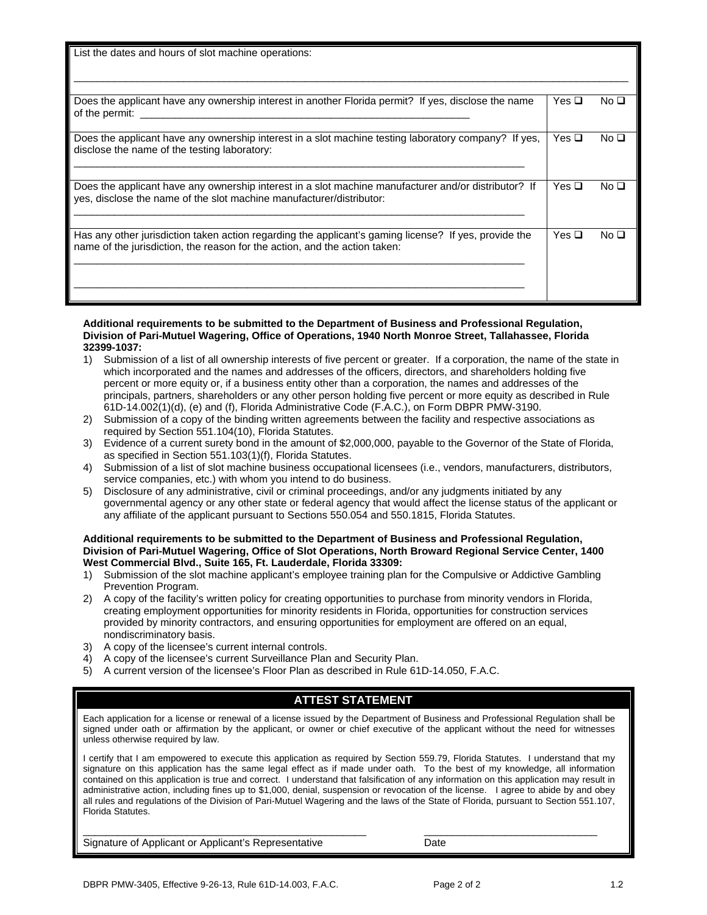| | |
|---|---|
| List the dates and hours of slot machine operations: ______________________________ | |
| Does the applicant have any ownership interest in another Florida permit? If yes, disclose the name of the permit: ______________________________ | Yes ❑ No ❑ |
| Does the applicant have any ownership interest in a slot machine testing laboratory company? If yes, disclose the name of the testing laboratory: ______________________________ | Yes ❑ No ❑ |
| Does the applicant have any ownership interest in a slot machine manufacturer and/or distributor? If yes, disclose the name of the slot machine manufacturer/distributor: ______________________________ | Yes ❑ No ❑ |
| Has any other jurisdiction taken action regarding the applicant's gaming license? If yes, provide the name of the jurisdiction, the reason for the action, and the action taken: ______________________________ ______________________________ | Yes ❑ No ❑ |

**Additional requirements to be submitted to the Department of Business and Professional Regulation, Division of Pari-Mutuel Wagering, Office of Operations, 1940 North Monroe Street, Tallahassee, Florida 32399-1037:**

1) Submission of a list of all ownership interests of five percent or greater. If a corporation, the name of the state in which incorporated and the names and addresses of the officers, directors, and shareholders holding five percent or more equity or, if a business entity other than a corporation, the names and addresses of the principals, partners, shareholders or any other person holding five percent or more equity as described in Rule 61D-14.002(1)(d), (e) and (f), Florida Administrative Code (F.A.C.), on Form DBPR PMW-3190.
2) Submission of a copy of the binding written agreements between the facility and respective associations as required by Section 551.104(10), Florida Statutes.
3) Evidence of a current surety bond in the amount of $2,000,000, payable to the Governor of the State of Florida, as specified in Section 551.103(1)(f), Florida Statutes.
4) Submission of a list of slot machine business occupational licensees (i.e., vendors, manufacturers, distributors, service companies, etc.) with whom you intend to do business.
5) Disclosure of any administrative, civil or criminal proceedings, and/or any judgments initiated by any governmental agency or any other state or federal agency that would affect the license status of the applicant or any affiliate of the applicant pursuant to Sections 550.054 and 550.1815, Florida Statutes.

**Additional requirements to be submitted to the Department of Business and Professional Regulation, Division of Pari-Mutuel Wagering, Office of Slot Operations, North Broward Regional Service Center, 1400 West Commercial Blvd., Suite 165, Ft. Lauderdale, Florida 33309:**

1) Submission of the slot machine applicant's employee training plan for the Compulsive or Addictive Gambling Prevention Program.
2) A copy of the facility's written policy for creating opportunities to purchase from minority vendors in Florida, creating employment opportunities for minority residents in Florida, opportunities for construction services provided by minority contractors, and ensuring opportunities for employment are offered on an equal, nondiscriminatory basis.
3) A copy of the licensee's current internal controls.
4) A copy of the licensee's current Surveillance Plan and Security Plan.
5) A current version of the licensee's Floor Plan as described in Rule 61D-14.050, F.A.C.

## ATTEST STATEMENT

Each application for a license or renewal of a license issued by the Department of Business and Professional Regulation shall be signed under oath or affirmation by the applicant, or owner or chief executive of the applicant without the need for witnesses unless otherwise required by law.

I certify that I am empowered to execute this application as required by Section 559.79, Florida Statutes. I understand that my signature on this application has the same legal effect as if made under oath. To the best of my knowledge, all information contained on this application is true and correct. I understand that falsification of any information on this application may result in administrative action, including fines up to $1,000, denial, suspension or revocation of the license. I agree to abide by and obey all rules and regulations of the Division of Pari-Mutuel Wagering and the laws of the State of Florida, pursuant to Section 551.107, Florida Statutes.

______________________________ ______________________________
Signature of Applicant or Applicant's Representative Date

DBPR PMW-3405, Effective 9-26-13, Rule 61D-14.003, F.A.C. 1.2